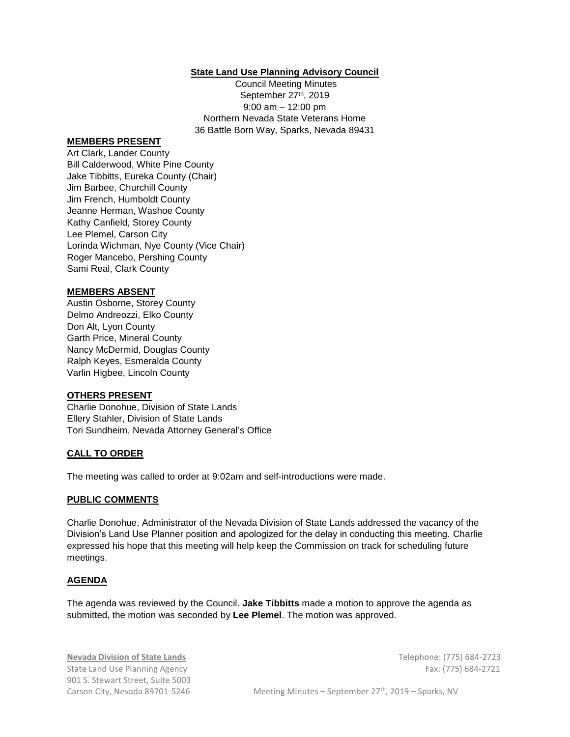**State Land Use Planning Advisory Council**

Council Meeting Minutes
September 27th, 2019
9:00 am – 12:00 pm
Northern Nevada State Veterans Home
36 Battle Born Way, Sparks, Nevada 89431

**MEMBERS PRESENT**

Art Clark, Lander County
Bill Calderwood, White Pine County
Jake Tibbitts, Eureka County (Chair)
Jim Barbee, Churchill County
Jim French, Humboldt County
Jeanne Herman, Washoe County
Kathy Canfield, Storey County
Lee Plemel, Carson City
Lorinda Wichman, Nye County (Vice Chair)
Roger Mancebo, Pershing County
Sami Real, Clark County

**MEMBERS ABSENT**

Austin Osborne, Storey County
Delmo Andreozzi, Elko County
Don Alt, Lyon County
Garth Price, Mineral County
Nancy McDermid, Douglas County
Ralph Keyes, Esmeralda County
Varlin Higbee, Lincoln County

**OTHERS PRESENT**

Charlie Donohue, Division of State Lands
Ellery Stahler, Division of State Lands
Tori Sundheim, Nevada Attorney General's Office

**CALL TO ORDER**

The meeting was called to order at 9:02am and self-introductions were made.

**PUBLIC COMMENTS**

Charlie Donohue, Administrator of the Nevada Division of State Lands addressed the vacancy of the Division's Land Use Planner position and apologized for the delay in conducting this meeting. Charlie expressed his hope that this meeting will help keep the Commission on track for scheduling future meetings.

**AGENDA**

The agenda was reviewed by the Council. **Jake Tibbitts** made a motion to approve the agenda as submitted, the motion was seconded by **Lee Plemel**. The motion was approved.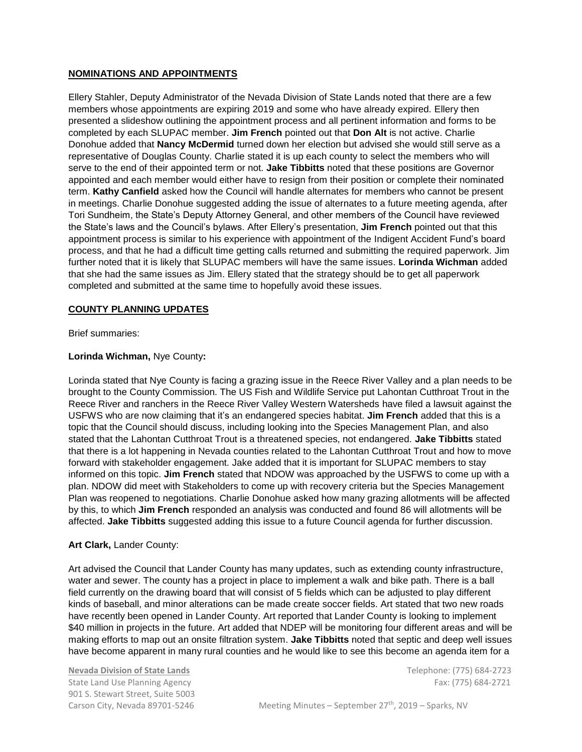## NOMINATIONS AND APPOINTMENTS

Ellery Stahler, Deputy Administrator of the Nevada Division of State Lands noted that there are a few members whose appointments are expiring 2019 and some who have already expired. Ellery then presented a slideshow outlining the appointment process and all pertinent information and forms to be completed by each SLUPAC member. **Jim French** pointed out that **Don Alt** is not active. Charlie Donohue added that **Nancy McDermid** turned down her election but advised she would still serve as a representative of Douglas County. Charlie stated it is up each county to select the members who will serve to the end of their appointed term or not. **Jake Tibbitts** noted that these positions are Governor appointed and each member would either have to resign from their position or complete their nominated term. **Kathy Canfield** asked how the Council will handle alternates for members who cannot be present in meetings. Charlie Donohue suggested adding the issue of alternates to a future meeting agenda, after Tori Sundheim, the State's Deputy Attorney General, and other members of the Council have reviewed the State's laws and the Council's bylaws. After Ellery's presentation, **Jim French** pointed out that this appointment process is similar to his experience with appointment of the Indigent Accident Fund's board process, and that he had a difficult time getting calls returned and submitting the required paperwork. Jim further noted that it is likely that SLUPAC members will have the same issues. **Lorinda Wichman** added that she had the same issues as Jim. Ellery stated that the strategy should be to get all paperwork completed and submitted at the same time to hopefully avoid these issues.

## COUNTY PLANNING UPDATES

Brief summaries:

**Lorinda Wichman,** Nye County**:**

Lorinda stated that Nye County is facing a grazing issue in the Reece River Valley and a plan needs to be brought to the County Commission. The US Fish and Wildlife Service put Lahontan Cutthroat Trout in the Reece River and ranchers in the Reece River Valley Western Watersheds have filed a lawsuit against the USFWS who are now claiming that it's an endangered species habitat. **Jim French** added that this is a topic that the Council should discuss, including looking into the Species Management Plan, and also stated that the Lahontan Cutthroat Trout is a threatened species, not endangered. **Jake Tibbitts** stated that there is a lot happening in Nevada counties related to the Lahontan Cutthroat Trout and how to move forward with stakeholder engagement. Jake added that it is important for SLUPAC members to stay informed on this topic. **Jim French** stated that NDOW was approached by the USFWS to come up with a plan. NDOW did meet with Stakeholders to come up with recovery criteria but the Species Management Plan was reopened to negotiations. Charlie Donohue asked how many grazing allotments will be affected by this, to which **Jim French** responded an analysis was conducted and found 86 will allotments will be affected. **Jake Tibbitts** suggested adding this issue to a future Council agenda for further discussion.

**Art Clark,** Lander County:

Art advised the Council that Lander County has many updates, such as extending county infrastructure, water and sewer. The county has a project in place to implement a walk and bike path. There is a ball field currently on the drawing board that will consist of 5 fields which can be adjusted to play different kinds of baseball, and minor alterations can be made create soccer fields. Art stated that two new roads have recently been opened in Lander County. Art reported that Lander County is looking to implement \$40 million in projects in the future. Art added that NDEP will be monitoring four different areas and will be making efforts to map out an onsite filtration system. **Jake Tibbitts** noted that septic and deep well issues have become apparent in many rural counties and he would like to see this become an agenda item for a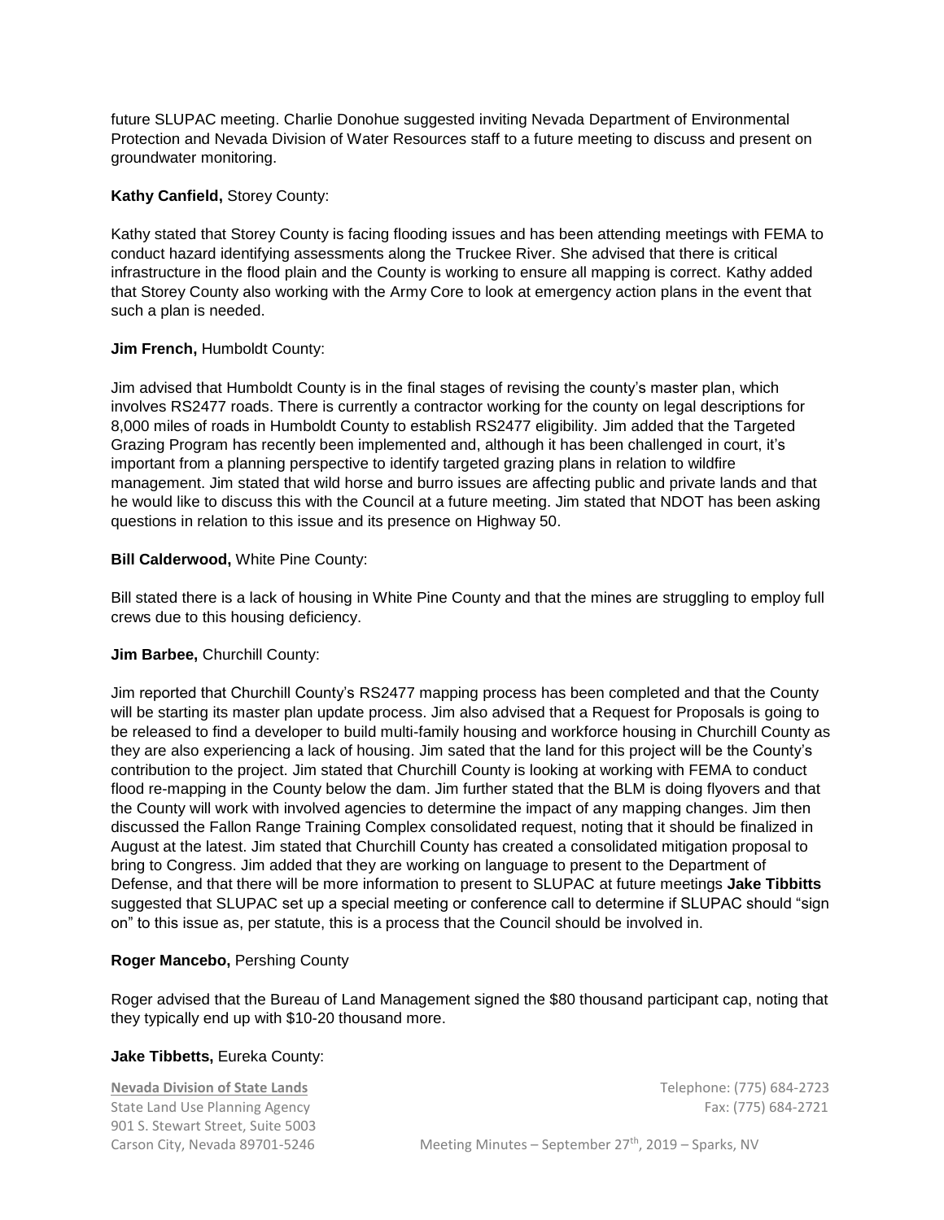future SLUPAC meeting. Charlie Donohue suggested inviting Nevada Department of Environmental Protection and Nevada Division of Water Resources staff to a future meeting to discuss and present on groundwater monitoring.

**Kathy Canfield,** Storey County:

Kathy stated that Storey County is facing flooding issues and has been attending meetings with FEMA to conduct hazard identifying assessments along the Truckee River. She advised that there is critical infrastructure in the flood plain and the County is working to ensure all mapping is correct. Kathy added that Storey County also working with the Army Core to look at emergency action plans in the event that such a plan is needed.

**Jim French,** Humboldt County:

Jim advised that Humboldt County is in the final stages of revising the county's master plan, which involves RS2477 roads. There is currently a contractor working for the county on legal descriptions for 8,000 miles of roads in Humboldt County to establish RS2477 eligibility. Jim added that the Targeted Grazing Program has recently been implemented and, although it has been challenged in court, it's important from a planning perspective to identify targeted grazing plans in relation to wildfire management. Jim stated that wild horse and burro issues are affecting public and private lands and that he would like to discuss this with the Council at a future meeting. Jim stated that NDOT has been asking questions in relation to this issue and its presence on Highway 50.

**Bill Calderwood,** White Pine County:

Bill stated there is a lack of housing in White Pine County and that the mines are struggling to employ full crews due to this housing deficiency.

**Jim Barbee,** Churchill County:

Jim reported that Churchill County's RS2477 mapping process has been completed and that the County will be starting its master plan update process. Jim also advised that a Request for Proposals is going to be released to find a developer to build multi-family housing and workforce housing in Churchill County as they are also experiencing a lack of housing. Jim sated that the land for this project will be the County's contribution to the project. Jim stated that Churchill County is looking at working with FEMA to conduct flood re-mapping in the County below the dam. Jim further stated that the BLM is doing flyovers and that the County will work with involved agencies to determine the impact of any mapping changes. Jim then discussed the Fallon Range Training Complex consolidated request, noting that it should be finalized in August at the latest. Jim stated that Churchill County has created a consolidated mitigation proposal to bring to Congress. Jim added that they are working on language to present to the Department of Defense, and that there will be more information to present to SLUPAC at future meetings **Jake Tibbitts** suggested that SLUPAC set up a special meeting or conference call to determine if SLUPAC should "sign on" to this issue as, per statute, this is a process that the Council should be involved in.

**Roger Mancebo,** Pershing County

Roger advised that the Bureau of Land Management signed the $80 thousand participant cap, noting that they typically end up with $10-20 thousand more.

**Jake Tibbetts,** Eureka County: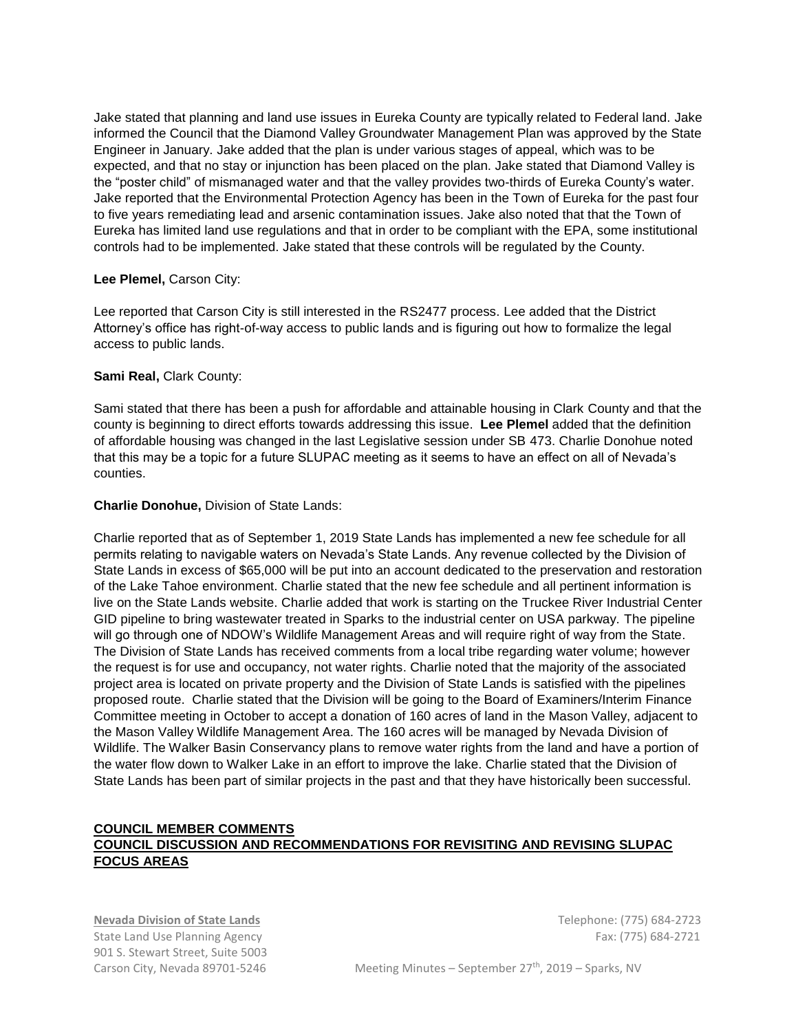Jake stated that planning and land use issues in Eureka County are typically related to Federal land. Jake informed the Council that the Diamond Valley Groundwater Management Plan was approved by the State Engineer in January. Jake added that the plan is under various stages of appeal, which was to be expected, and that no stay or injunction has been placed on the plan. Jake stated that Diamond Valley is the "poster child" of mismanaged water and that the valley provides two-thirds of Eureka County's water. Jake reported that the Environmental Protection Agency has been in the Town of Eureka for the past four to five years remediating lead and arsenic contamination issues. Jake also noted that that the Town of Eureka has limited land use regulations and that in order to be compliant with the EPA, some institutional controls had to be implemented. Jake stated that these controls will be regulated by the County.

**Lee Plemel,** Carson City:

Lee reported that Carson City is still interested in the RS2477 process. Lee added that the District Attorney's office has right-of-way access to public lands and is figuring out how to formalize the legal access to public lands.

**Sami Real,** Clark County:

Sami stated that there has been a push for affordable and attainable housing in Clark County and that the county is beginning to direct efforts towards addressing this issue. **Lee Plemel** added that the definition of affordable housing was changed in the last Legislative session under SB 473. Charlie Donohue noted that this may be a topic for a future SLUPAC meeting as it seems to have an effect on all of Nevada's counties.

**Charlie Donohue,** Division of State Lands:

Charlie reported that as of September 1, 2019 State Lands has implemented a new fee schedule for all permits relating to navigable waters on Nevada's State Lands. Any revenue collected by the Division of State Lands in excess of $65,000 will be put into an account dedicated to the preservation and restoration of the Lake Tahoe environment. Charlie stated that the new fee schedule and all pertinent information is live on the State Lands website. Charlie added that work is starting on the Truckee River Industrial Center GID pipeline to bring wastewater treated in Sparks to the industrial center on USA parkway. The pipeline will go through one of NDOW's Wildlife Management Areas and will require right of way from the State. The Division of State Lands has received comments from a local tribe regarding water volume; however the request is for use and occupancy, not water rights. Charlie noted that the majority of the associated project area is located on private property and the Division of State Lands is satisfied with the pipelines proposed route. Charlie stated that the Division will be going to the Board of Examiners/Interim Finance Committee meeting in October to accept a donation of 160 acres of land in the Mason Valley, adjacent to the Mason Valley Wildlife Management Area. The 160 acres will be managed by Nevada Division of Wildlife. The Walker Basin Conservancy plans to remove water rights from the land and have a portion of the water flow down to Walker Lake in an effort to improve the lake. Charlie stated that the Division of State Lands has been part of similar projects in the past and that they have historically been successful.

## COUNCIL MEMBER COMMENTS

## COUNCIL DISCUSSION AND RECOMMENDATIONS FOR REVISITING AND REVISING SLUPAC FOCUS AREAS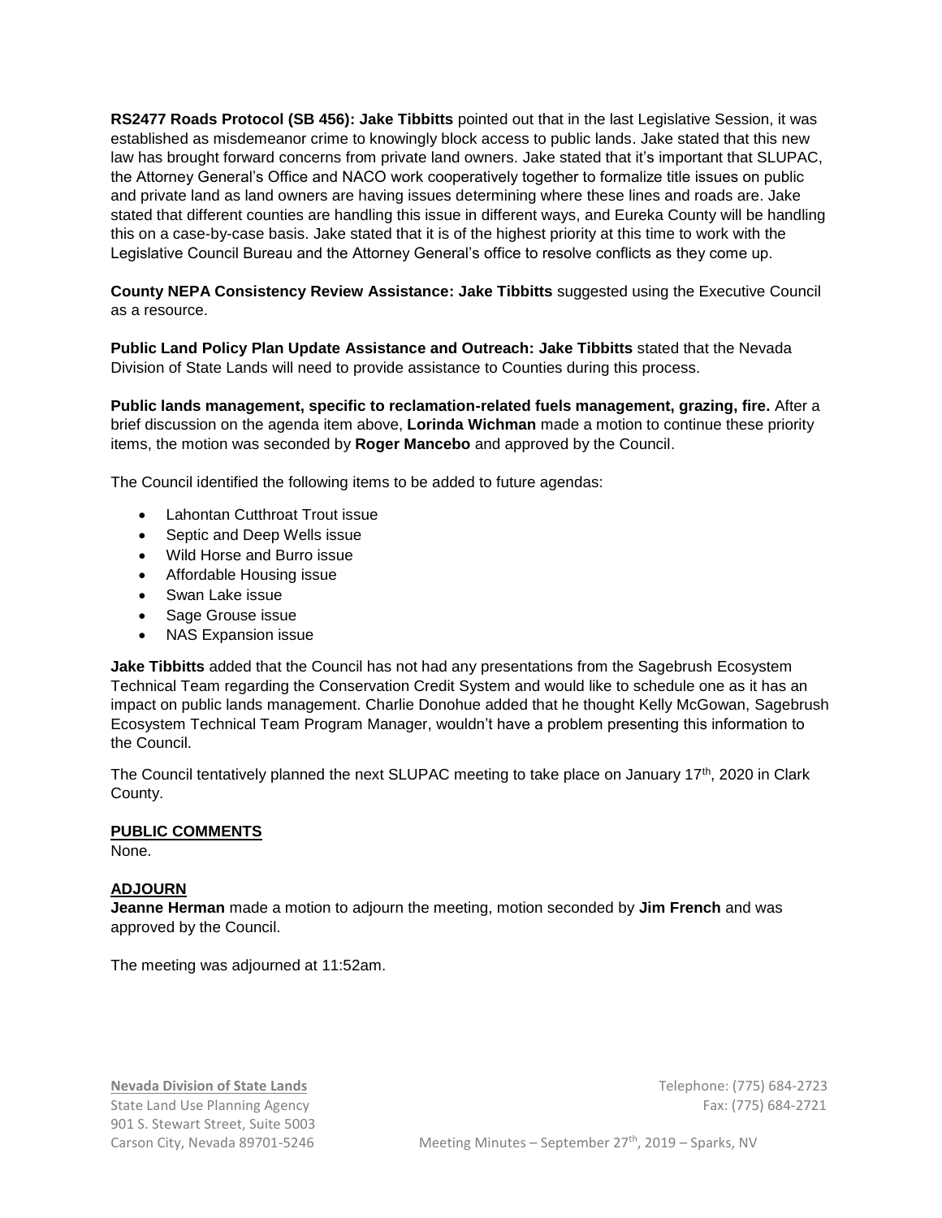**RS2477 Roads Protocol (SB 456): Jake Tibbitts** pointed out that in the last Legislative Session, it was established as misdemeanor crime to knowingly block access to public lands. Jake stated that this new law has brought forward concerns from private land owners. Jake stated that it's important that SLUPAC, the Attorney General's Office and NACO work cooperatively together to formalize title issues on public and private land as land owners are having issues determining where these lines and roads are. Jake stated that different counties are handling this issue in different ways, and Eureka County will be handling this on a case-by-case basis. Jake stated that it is of the highest priority at this time to work with the Legislative Council Bureau and the Attorney General's office to resolve conflicts as they come up.

**County NEPA Consistency Review Assistance: Jake Tibbitts** suggested using the Executive Council as a resource.

**Public Land Policy Plan Update Assistance and Outreach: Jake Tibbitts** stated that the Nevada Division of State Lands will need to provide assistance to Counties during this process.

**Public lands management, specific to reclamation-related fuels management, grazing, fire.** After a brief discussion on the agenda item above, **Lorinda Wichman** made a motion to continue these priority items, the motion was seconded by **Roger Mancebo** and approved by the Council.

The Council identified the following items to be added to future agendas:

- Lahontan Cutthroat Trout issue
- Septic and Deep Wells issue
- Wild Horse and Burro issue
- Affordable Housing issue
- Swan Lake issue
- Sage Grouse issue
- NAS Expansion issue

**Jake Tibbitts** added that the Council has not had any presentations from the Sagebrush Ecosystem Technical Team regarding the Conservation Credit System and would like to schedule one as it has an impact on public lands management. Charlie Donohue added that he thought Kelly McGowan, Sagebrush Ecosystem Technical Team Program Manager, wouldn't have a problem presenting this information to the Council.

The Council tentatively planned the next SLUPAC meeting to take place on January 17th, 2020 in Clark County.

**PUBLIC COMMENTS**

None.

**ADJOURN**

**Jeanne Herman** made a motion to adjourn the meeting, motion seconded by **Jim French** and was approved by the Council.

The meeting was adjourned at 11:52am.